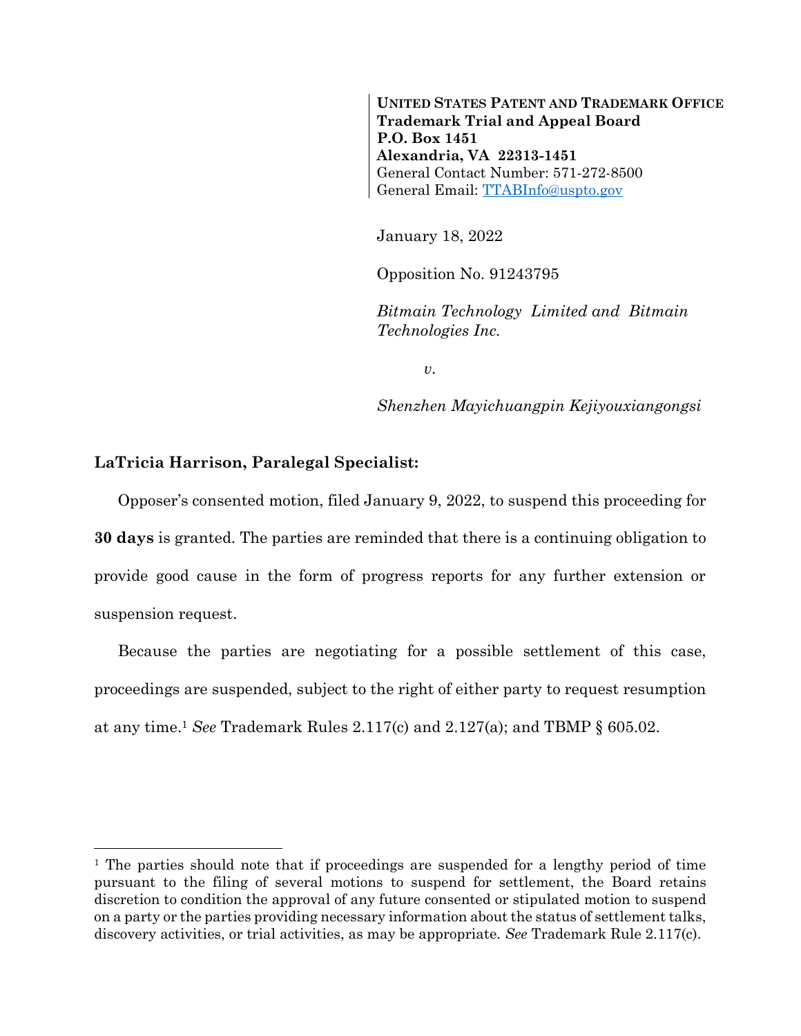**UNITED STATES PATENT AND TRADEMARK OFFICE**
**Trademark Trial and Appeal Board**
**P.O. Box 1451**
**Alexandria, VA 22313-1451**
General Contact Number: 571-272-8500
General Email: TTABInfo@uspto.gov

January 18, 2022

Opposition No. 91243795

*Bitmain Technology Limited and Bitmain Technologies Inc.*

*v.*

*Shenzhen Mayichuangpin Kejiyouxiangongsi*

**LaTricia Harrison, Paralegal Specialist:**

Opposer's consented motion, filed January 9, 2022, to suspend this proceeding for **30 days** is granted. The parties are reminded that there is a continuing obligation to provide good cause in the form of progress reports for any further extension or suspension request.

Because the parties are negotiating for a possible settlement of this case, proceedings are suspended, subject to the right of either party to request resumption at any time.[1] *See* Trademark Rules 2.117(c) and 2.127(a); and TBMP § 605.02.

---

[1] The parties should note that if proceedings are suspended for a lengthy period of time pursuant to the filing of several motions to suspend for settlement, the Board retains discretion to condition the approval of any future consented or stipulated motion to suspend on a party or the parties providing necessary information about the status of settlement talks, discovery activities, or trial activities, as may be appropriate. *See* Trademark Rule 2.117(c).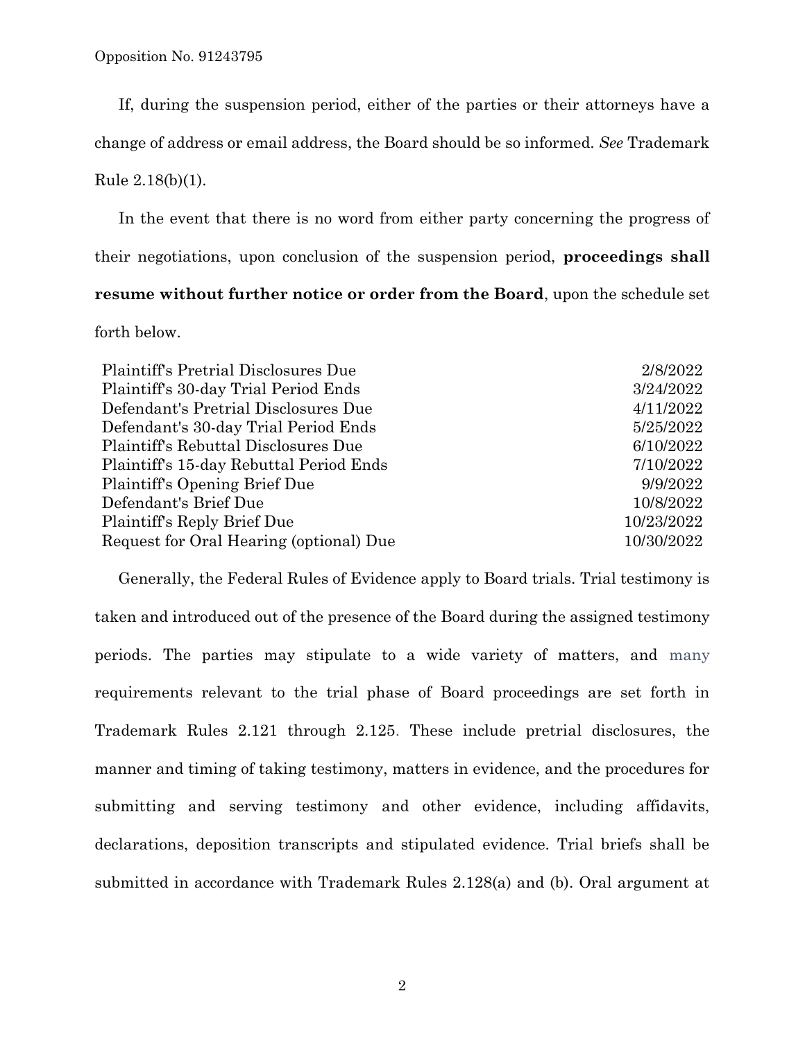If, during the suspension period, either of the parties or their attorneys have a change of address or email address, the Board should be so informed. *See* Trademark Rule 2.18(b)(1).

In the event that there is no word from either party concerning the progress of their negotiations, upon conclusion of the suspension period, **proceedings shall resume without further notice or order from the Board**, upon the schedule set forth below.

| | |
|---|---|
| Plaintiff's Pretrial Disclosures Due | 2/8/2022 |
| Plaintiff's 30-day Trial Period Ends | 3/24/2022 |
| Defendant's Pretrial Disclosures Due | 4/11/2022 |
| Defendant's 30-day Trial Period Ends | 5/25/2022 |
| Plaintiff's Rebuttal Disclosures Due | 6/10/2022 |
| Plaintiff's 15-day Rebuttal Period Ends | 7/10/2022 |
| Plaintiff's Opening Brief Due | 9/9/2022 |
| Defendant's Brief Due | 10/8/2022 |
| Plaintiff's Reply Brief Due | 10/23/2022 |
| Request for Oral Hearing (optional) Due | 10/30/2022 |

Generally, the Federal Rules of Evidence apply to Board trials. Trial testimony is taken and introduced out of the presence of the Board during the assigned testimony periods. The parties may stipulate to a wide variety of matters, and many requirements relevant to the trial phase of Board proceedings are set forth in Trademark Rules 2.121 through 2.125. These include pretrial disclosures, the manner and timing of taking testimony, matters in evidence, and the procedures for submitting and serving testimony and other evidence, including affidavits, declarations, deposition transcripts and stipulated evidence. Trial briefs shall be submitted in accordance with Trademark Rules 2.128(a) and (b). Oral argument at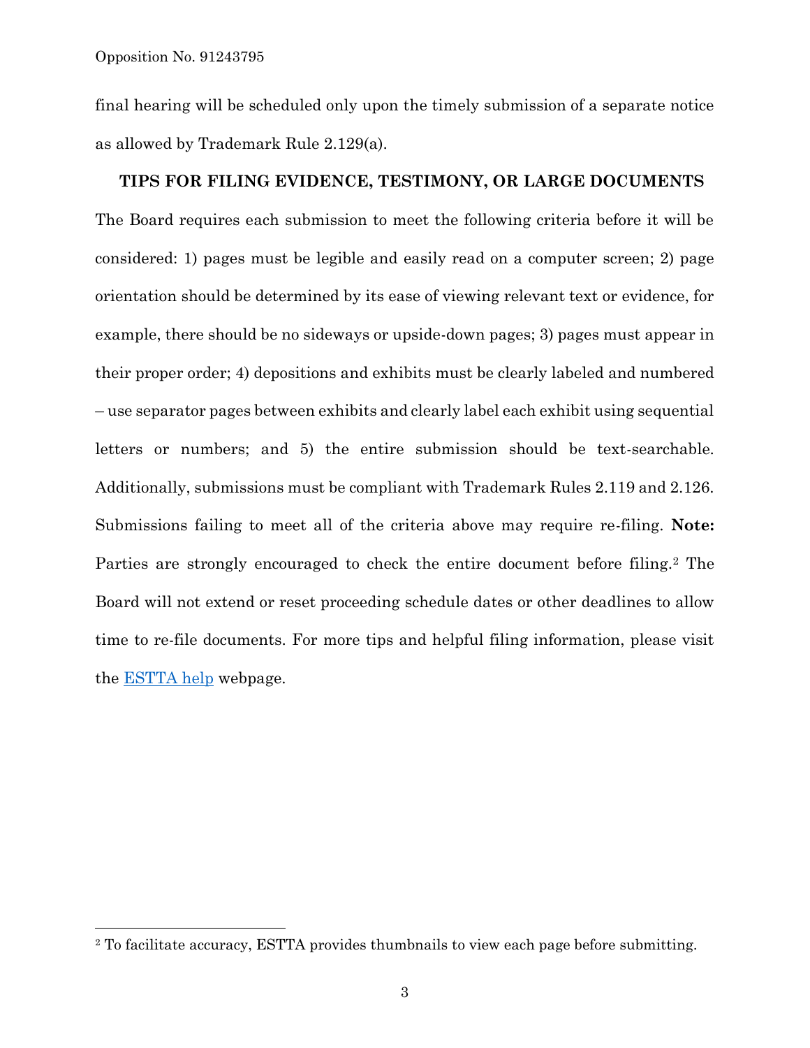final hearing will be scheduled only upon the timely submission of a separate notice as allowed by Trademark Rule 2.129(a).

**TIPS FOR FILING EVIDENCE, TESTIMONY, OR LARGE DOCUMENTS**

The Board requires each submission to meet the following criteria before it will be considered: 1) pages must be legible and easily read on a computer screen; 2) page orientation should be determined by its ease of viewing relevant text or evidence, for example, there should be no sideways or upside-down pages; 3) pages must appear in their proper order; 4) depositions and exhibits must be clearly labeled and numbered – use separator pages between exhibits and clearly label each exhibit using sequential letters or numbers; and 5) the entire submission should be text-searchable. Additionally, submissions must be compliant with Trademark Rules 2.119 and 2.126. Submissions failing to meet all of the criteria above may require re-filing. **Note:** Parties are strongly encouraged to check the entire document before filing.[2] The Board will not extend or reset proceeding schedule dates or other deadlines to allow time to re-file documents. For more tips and helpful filing information, please visit the [ESTTA help] webpage.

---

[2] To facilitate accuracy, ESTTA provides thumbnails to view each page before submitting.